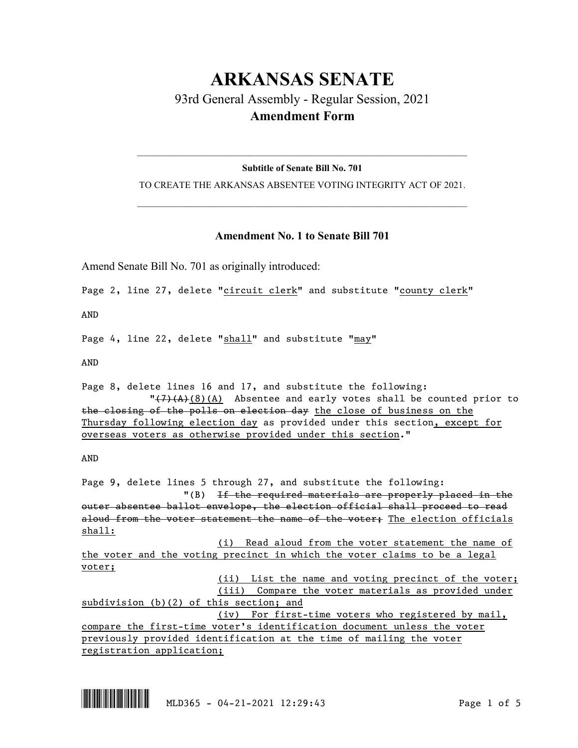# ARKANSAS SENATE

## 93rd General Assembly - Regular Session, 2021

## Amendment Form

**Subtitle of Senate Bill No. 701**

TO CREATE THE ARKANSAS ABSENTEE VOTING INTEGRITY ACT OF 2021.

### Amendment No. 1 to Senate Bill 701

Amend Senate Bill No. 701 as originally introduced:

Page 2, line 27, delete "<u>circuit clerk</u>" and substitute "<u>county clerk</u>"

AND

Page 4, line 22, delete "<u>shall</u>" and substitute "<u>may</u>"

AND

Page 8, delete lines 16 and 17, and substitute the following:

"~~(7)(A)~~<u>(8)(A)</u> Absentee and early votes shall be counted prior to ~~the closing of the polls on election day~~ <u>the close of business on the Thursday following election day</u> as provided under this section<u>, except for overseas voters as otherwise provided under this section</u>."

AND

Page 9, delete lines 5 through 27, and substitute the following:

"(B) ~~If the required materials are properly placed in the outer absentee ballot envelope, the election official shall proceed to read aloud from the voter statement the name of the voter;~~ <u>The election officials shall:</u>

<u>(i) Read aloud from the voter statement the name of the voter and the voting precinct in which the voter claims to be a legal voter;</u>

<u>(ii) List the name and voting precinct of the voter;</u>

<u>(iii) Compare the voter materials as provided under subdivision (b)(2) of this section; and</u>

<u>(iv) For first-time voters who registered by mail, compare the first-time voter's identification document unless the voter previously provided identification at the time of mailing the voter registration application;</u>

MLD365 - 04-21-2021 12:29:43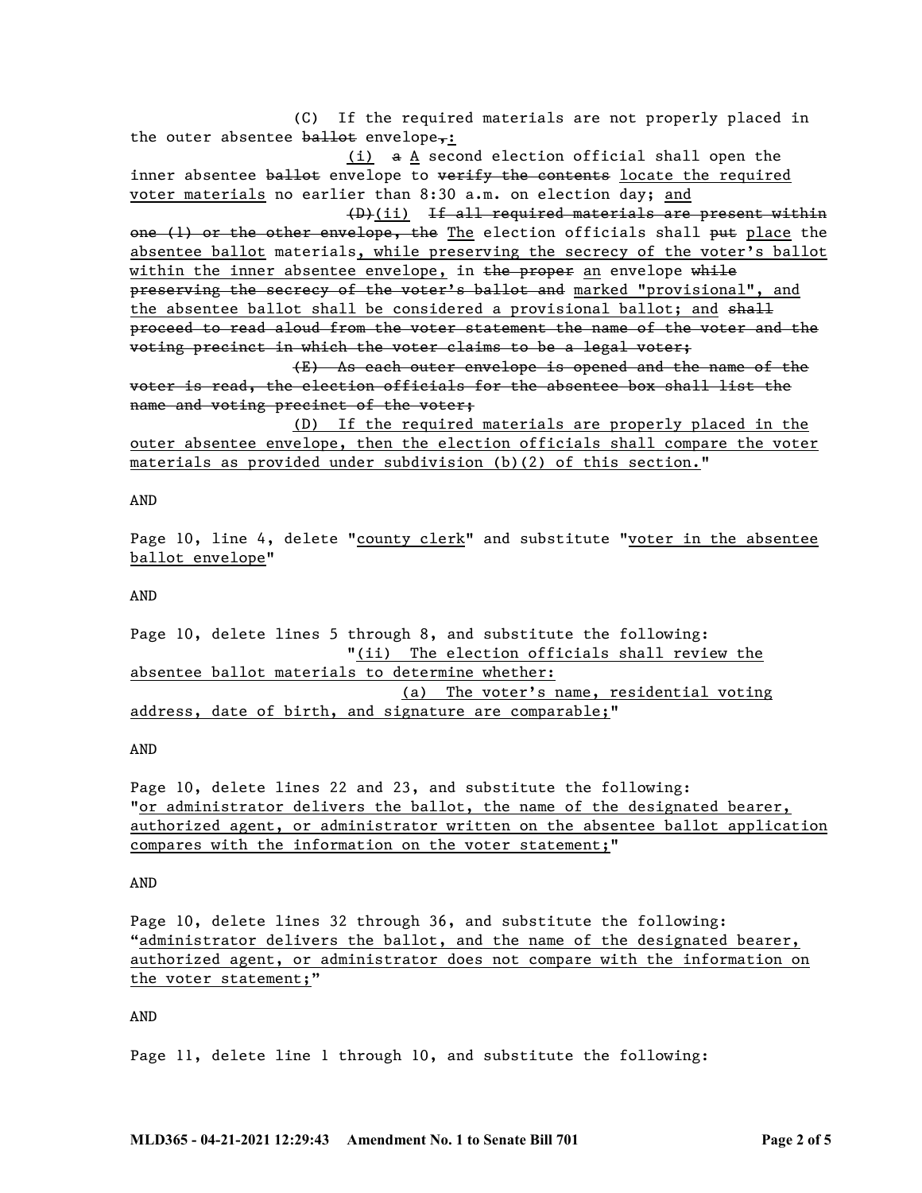(C) If the required materials are not properly placed in the outer absentee ~~ballot~~ envelope~~,~~<u>:</u>

<u>(i)</u> ~~a~~ <u>A</u> second election official shall open the inner absentee ~~ballot~~ envelope to ~~verify the contents~~ <u>locate the required voter materials</u> no earlier than 8:30 a.m. on election day; <u>and</u>

~~(D)~~<u>(ii)</u> ~~If all required materials are present within one (1) or the other envelope, the~~ <u>The</u> election officials shall ~~put~~ <u>place</u> the <u>absentee ballot</u> materials<u>, while preserving the secrecy of the voter's ballot within the inner absentee envelope,</u> in ~~the proper~~ <u>an</u> envelope ~~while preserving the secrecy of the voter's ballot and~~ <u>marked "provisional", and the absentee ballot shall be considered a provisional ballot; and</u> ~~shall proceed to read aloud from the voter statement the name of the voter and the voting precinct in which the voter claims to be a legal voter;~~

~~(E) As each outer envelope is opened and the name of the voter is read, the election officials for the absentee box shall list the name and voting precinct of the voter;~~

<u>(D) If the required materials are properly placed in the outer absentee envelope, then the election officials shall compare the voter materials as provided under subdivision (b)(2) of this section.</u>"

AND

Page 10, line 4, delete "<u>county clerk</u>" and substitute "<u>voter in the absentee ballot envelope</u>"

AND

Page 10, delete lines 5 through 8, and substitute the following:

"<u>(ii) The election officials shall review the absentee ballot materials to determine whether:</u>

<u>(a) The voter's name, residential voting address, date of birth, and signature are comparable;</u>"

AND

Page 10, delete lines 22 and 23, and substitute the following:

"<u>or administrator delivers the ballot, the name of the designated bearer, authorized agent, or administrator written on the absentee ballot application compares with the information on the voter statement;</u>"

AND

Page 10, delete lines 32 through 36, and substitute the following:

"<u>administrator delivers the ballot, and the name of the designated bearer, authorized agent, or administrator does not compare with the information on the voter statement;</u>"

AND

Page 11, delete line 1 through 10, and substitute the following: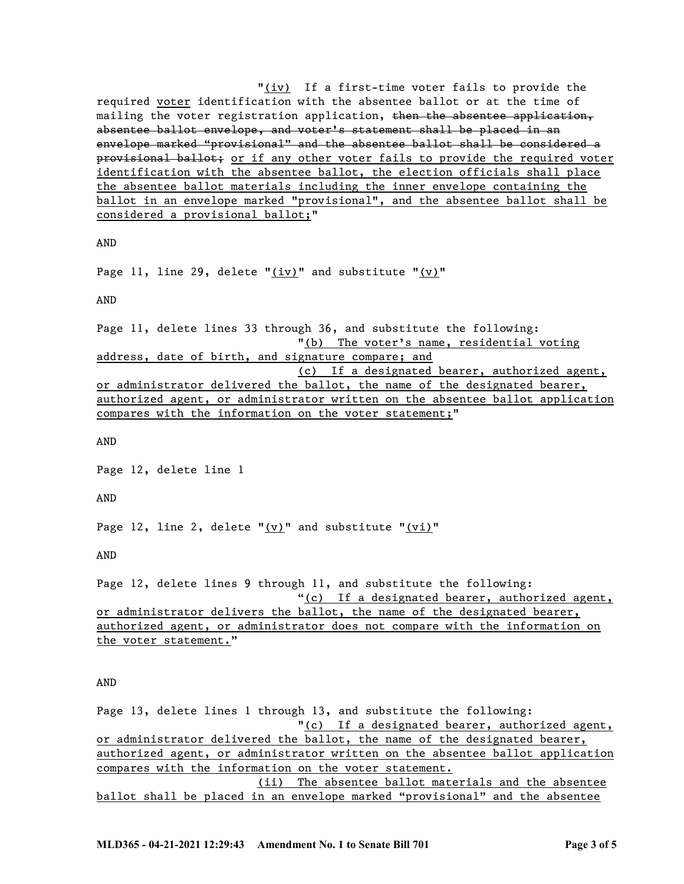"(iv) If a first-time voter fails to provide the required voter identification with the absentee ballot or at the time of mailing the voter registration application, ~~then the absentee application, absentee ballot envelope, and voter's statement shall be placed in an envelope marked "provisional" and the absentee ballot shall be considered a provisional ballot;~~ or if any other voter fails to provide the required voter identification with the absentee ballot, the election officials shall place the absentee ballot materials including the inner envelope containing the ballot in an envelope marked "provisional", and the absentee ballot shall be considered a provisional ballot;"

AND

Page 11, line 29, delete "(iv)" and substitute "(v)"

AND

Page 11, delete lines 33 through 36, and substitute the following:

"(b) The voter's name, residential voting address, date of birth, and signature compare; and

(c) If a designated bearer, authorized agent, or administrator delivered the ballot, the name of the designated bearer, authorized agent, or administrator written on the absentee ballot application compares with the information on the voter statement;"

AND

Page 12, delete line 1

AND

Page 12, line 2, delete "(v)" and substitute "(vi)"

AND

Page 12, delete lines 9 through 11, and substitute the following:

"(c) If a designated bearer, authorized agent, or administrator delivers the ballot, the name of the designated bearer, authorized agent, or administrator does not compare with the information on the voter statement."

AND

Page 13, delete lines 1 through 13, and substitute the following:

"(c) If a designated bearer, authorized agent, or administrator delivered the ballot, the name of the designated bearer, authorized agent, or administrator written on the absentee ballot application compares with the information on the voter statement.

(ii) The absentee ballot materials and the absentee ballot shall be placed in an envelope marked "provisional" and the absentee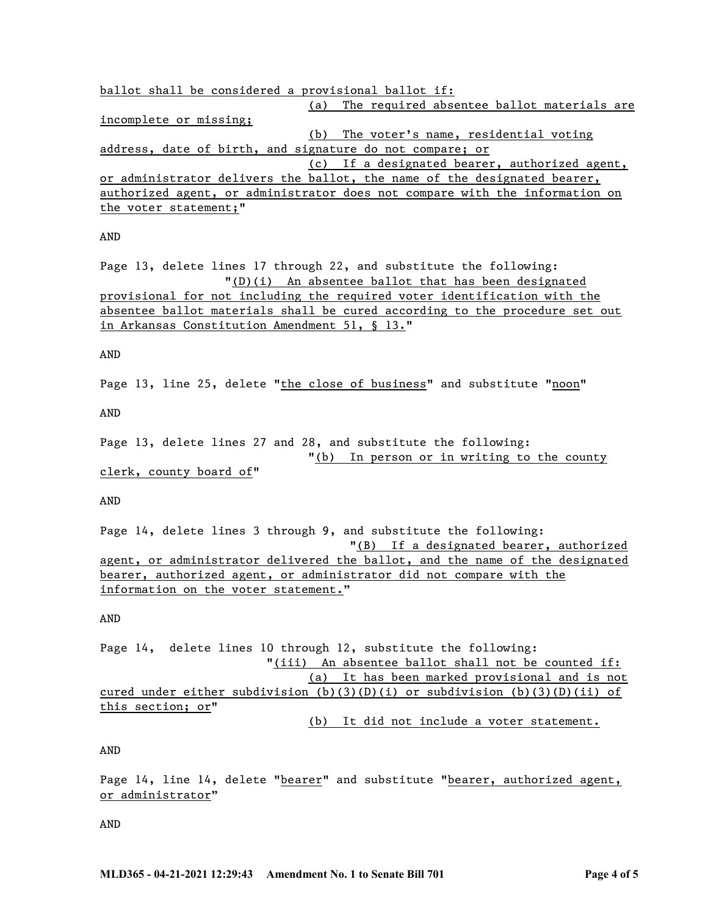ballot shall be considered a provisional ballot if:

(a) The required absentee ballot materials are incomplete or missing;

(b) The voter's name, residential voting address, date of birth, and signature do not compare; or

(c) If a designated bearer, authorized agent, or administrator delivers the ballot, the name of the designated bearer, authorized agent, or administrator does not compare with the information on the voter statement;"

AND

Page 13, delete lines 17 through 22, and substitute the following:

"(D)(i) An absentee ballot that has been designated provisional for not including the required voter identification with the absentee ballot materials shall be cured according to the procedure set out in Arkansas Constitution Amendment 51, § 13."

AND

Page 13, line 25, delete "the close of business" and substitute "noon"

AND

Page 13, delete lines 27 and 28, and substitute the following:

"(b) In person or in writing to the county clerk, county board of"

AND

Page 14, delete lines 3 through 9, and substitute the following:

"(B) If a designated bearer, authorized agent, or administrator delivered the ballot, and the name of the designated bearer, authorized agent, or administrator did not compare with the information on the voter statement."

AND

Page 14, delete lines 10 through 12, substitute the following:

"(iii) An absentee ballot shall not be counted if:

(a) It has been marked provisional and is not cured under either subdivision (b)(3)(D)(i) or subdivision (b)(3)(D)(ii) of this section; or"

(b) It did not include a voter statement.

AND

Page 14, line 14, delete "bearer" and substitute "bearer, authorized agent, or administrator"

AND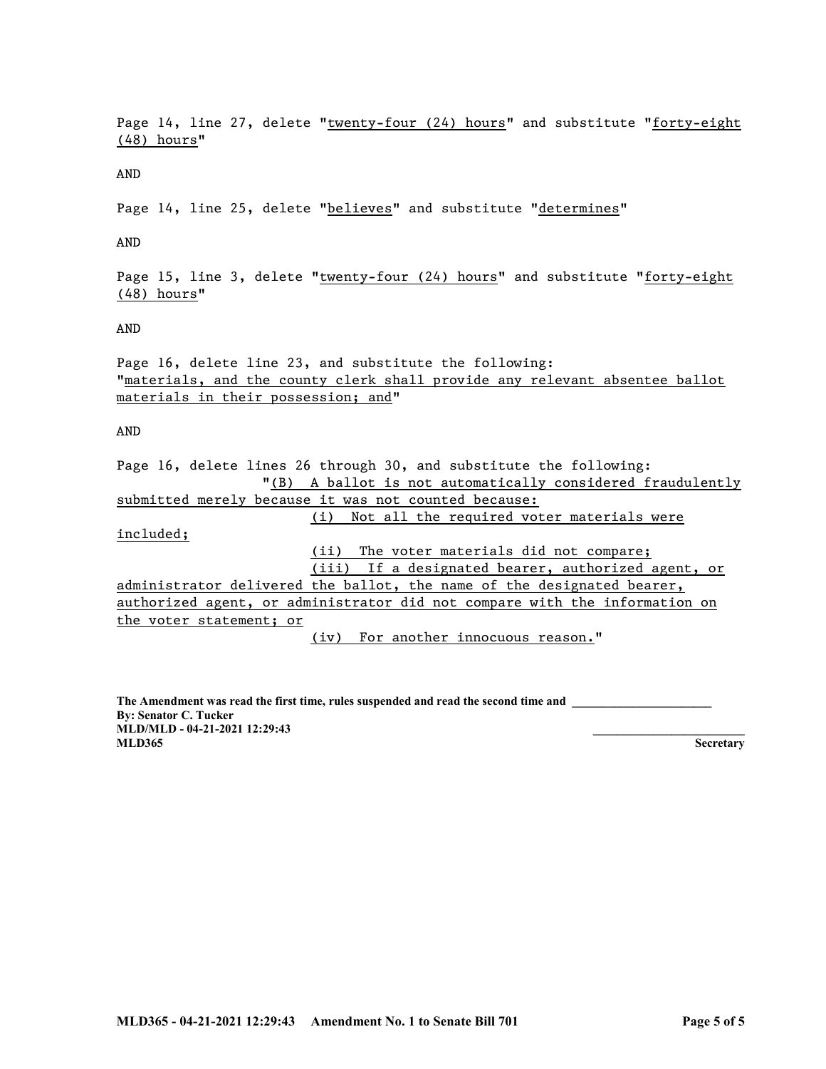Page 14, line 27, delete "twenty-four (24) hours" and substitute "forty-eight (48) hours"

AND

Page 14, line 25, delete "believes" and substitute "determines"

AND

Page 15, line 3, delete "twenty-four (24) hours" and substitute "forty-eight (48) hours"

AND

Page 16, delete line 23, and substitute the following:
"materials, and the county clerk shall provide any relevant absentee ballot materials in their possession; and"

AND

Page 16, delete lines 26 through 30, and substitute the following:

"(B) A ballot is not automatically considered fraudulently submitted merely because it was not counted because:

(i) Not all the required voter materials were included;

(ii) The voter materials did not compare;

(iii) If a designated bearer, authorized agent, or administrator delivered the ballot, the name of the designated bearer, authorized agent, or administrator did not compare with the information on the voter statement; or

(iv) For another innocuous reason."

**The Amendment was read the first time, rules suspended and read the second time and \_\_\_\_\_\_\_\_\_\_\_\_\_\_\_\_\_\_\_\_**
**By: Senator C. Tucker**
**MLD/MLD - 04-21-2021 12:29:43**
**MLD365**

\_\_\_\_\_\_\_\_\_\_\_\_\_\_\_\_\_\_\_\_\_\_\_\_
**Secretary**